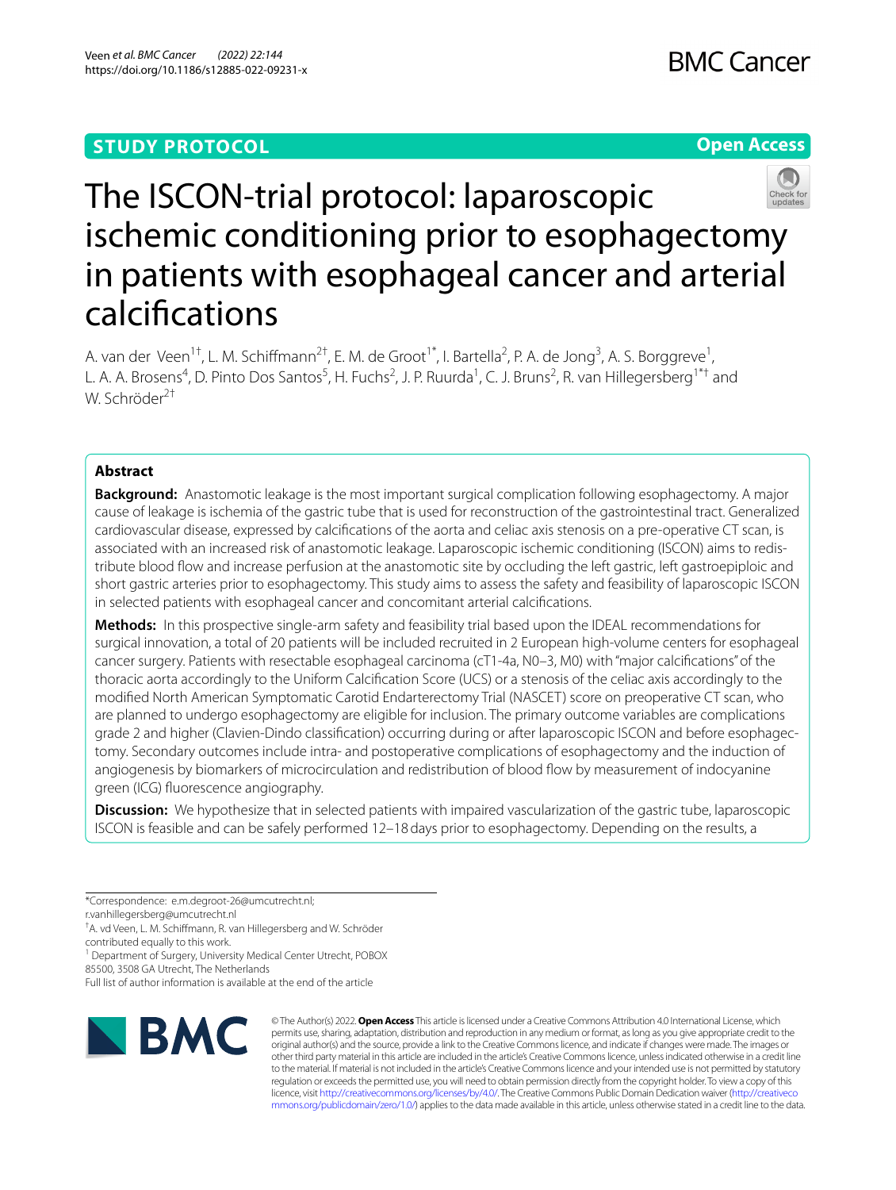STUDY PROTOCOL

Open Access

# The ISCON-trial protocol: laparoscopic ischemic conditioning prior to esophagectomy in patients with esophageal cancer and arterial calcifications

A. van der Veen[1†], L. M. Schiffmann[2†], E. M. de Groot[1*], I. Bartella[2], P. A. de Jong[3], A. S. Borggreve[1], L. A. A. Brosens[4], D. Pinto Dos Santos[5], H. Fuchs[2], J. P. Ruurda[1], C. J. Bruns[2], R. van Hillegersberg[1*†] and W. Schröder[2†]

## Abstract

**Background:** Anastomotic leakage is the most important surgical complication following esophagectomy. A major cause of leakage is ischemia of the gastric tube that is used for reconstruction of the gastrointestinal tract. Generalized cardiovascular disease, expressed by calcifications of the aorta and celiac axis stenosis on a pre-operative CT scan, is associated with an increased risk of anastomotic leakage. Laparoscopic ischemic conditioning (ISCON) aims to redistribute blood flow and increase perfusion at the anastomotic site by occluding the left gastric, left gastroepiploic and short gastric arteries prior to esophagectomy. This study aims to assess the safety and feasibility of laparoscopic ISCON in selected patients with esophageal cancer and concomitant arterial calcifications.

**Methods:** In this prospective single-arm safety and feasibility trial based upon the IDEAL recommendations for surgical innovation, a total of 20 patients will be included recruited in 2 European high-volume centers for esophageal cancer surgery. Patients with resectable esophageal carcinoma (cT1-4a, N0–3, M0) with "major calcifications" of the thoracic aorta accordingly to the Uniform Calcification Score (UCS) or a stenosis of the celiac axis accordingly to the modified North American Symptomatic Carotid Endarterectomy Trial (NASCET) score on preoperative CT scan, who are planned to undergo esophagectomy are eligible for inclusion. The primary outcome variables are complications grade 2 and higher (Clavien-Dindo classification) occurring during or after laparoscopic ISCON and before esophagectomy. Secondary outcomes include intra- and postoperative complications of esophagectomy and the induction of angiogenesis by biomarkers of microcirculation and redistribution of blood flow by measurement of indocyanine green (ICG) fluorescence angiography.

**Discussion:** We hypothesize that in selected patients with impaired vascularization of the gastric tube, laparoscopic ISCON is feasible and can be safely performed 12–18 days prior to esophagectomy. Depending on the results, a

*Correspondence: e.m.degroot-26@umcutrecht.nl; r.vanhillegersberg@umcutrecht.nl

†A. vd Veen, L. M. Schiffmann, R. van Hillegersberg and W. Schröder contributed equally to this work.

[1] Department of Surgery, University Medical Center Utrecht, POBOX 85500, 3508 GA Utrecht, The Netherlands

Full list of author information is available at the end of the article

© The Author(s) 2022. **Open Access** This article is licensed under a Creative Commons Attribution 4.0 International License, which permits use, sharing, adaptation, distribution and reproduction in any medium or format, as long as you give appropriate credit to the original author(s) and the source, provide a link to the Creative Commons licence, and indicate if changes were made. The images or other third party material in this article are included in the article's Creative Commons licence, unless indicated otherwise in a credit line to the material. If material is not included in the article's Creative Commons licence and your intended use is not permitted by statutory regulation or exceeds the permitted use, you will need to obtain permission directly from the copyright holder. To view a copy of this licence, visit http://creativecommons.org/licenses/by/4.0/. The Creative Commons Public Domain Dedication waiver (http://creativecommons.org/publicdomain/zero/1.0/) applies to the data made available in this article, unless otherwise stated in a credit line to the data.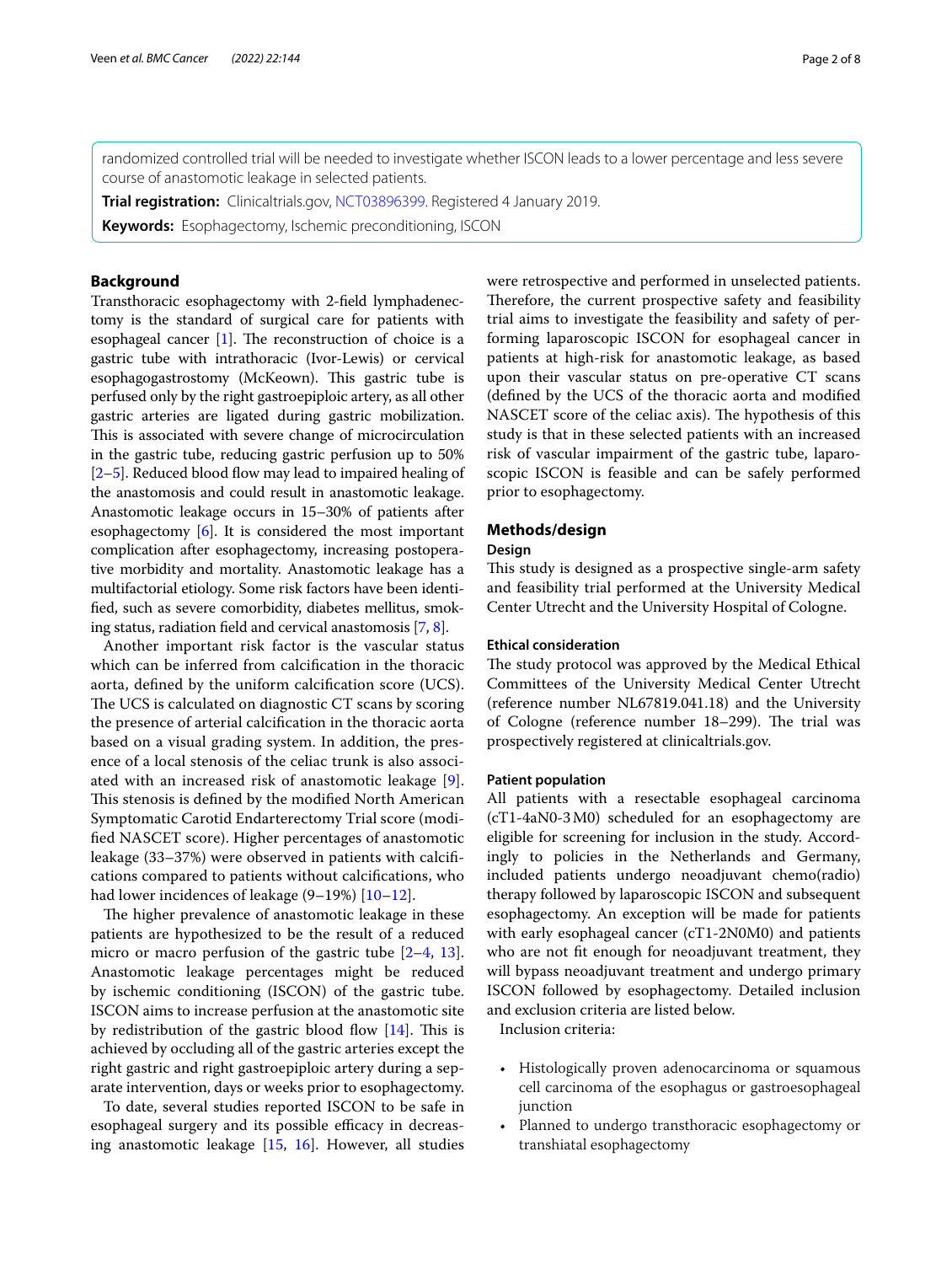randomized controlled trial will be needed to investigate whether ISCON leads to a lower percentage and less severe course of anastomotic leakage in selected patients.

**Trial registration:** Clinicaltrials.gov, NCT03896399. Registered 4 January 2019.

**Keywords:** Esophagectomy, Ischemic preconditioning, ISCON

## Background

Transthoracic esophagectomy with 2-field lymphadenectomy is the standard of surgical care for patients with esophageal cancer [1]. The reconstruction of choice is a gastric tube with intrathoracic (Ivor-Lewis) or cervical esophagogastrostomy (McKeown). This gastric tube is perfused only by the right gastroepiploic artery, as all other gastric arteries are ligated during gastric mobilization. This is associated with severe change of microcirculation in the gastric tube, reducing gastric perfusion up to 50% [2–5]. Reduced blood flow may lead to impaired healing of the anastomosis and could result in anastomotic leakage. Anastomotic leakage occurs in 15–30% of patients after esophagectomy [6]. It is considered the most important complication after esophagectomy, increasing postoperative morbidity and mortality. Anastomotic leakage has a multifactorial etiology. Some risk factors have been identified, such as severe comorbidity, diabetes mellitus, smoking status, radiation field and cervical anastomosis [7, 8].

Another important risk factor is the vascular status which can be inferred from calcification in the thoracic aorta, defined by the uniform calcification score (UCS). The UCS is calculated on diagnostic CT scans by scoring the presence of arterial calcification in the thoracic aorta based on a visual grading system. In addition, the presence of a local stenosis of the celiac trunk is also associated with an increased risk of anastomotic leakage [9]. This stenosis is defined by the modified North American Symptomatic Carotid Endarterectomy Trial score (modified NASCET score). Higher percentages of anastomotic leakage (33–37%) were observed in patients with calcifications compared to patients without calcifications, who had lower incidences of leakage (9–19%) [10–12].

The higher prevalence of anastomotic leakage in these patients are hypothesized to be the result of a reduced micro or macro perfusion of the gastric tube [2–4, 13]. Anastomotic leakage percentages might be reduced by ischemic conditioning (ISCON) of the gastric tube. ISCON aims to increase perfusion at the anastomotic site by redistribution of the gastric blood flow [14]. This is achieved by occluding all of the gastric arteries except the right gastric and right gastroepiploic artery during a separate intervention, days or weeks prior to esophagectomy.

To date, several studies reported ISCON to be safe in esophageal surgery and its possible efficacy in decreasing anastomotic leakage [15, 16]. However, all studies were retrospective and performed in unselected patients. Therefore, the current prospective safety and feasibility trial aims to investigate the feasibility and safety of performing laparoscopic ISCON for esophageal cancer in patients at high-risk for anastomotic leakage, as based upon their vascular status on pre-operative CT scans (defined by the UCS of the thoracic aorta and modified NASCET score of the celiac axis). The hypothesis of this study is that in these selected patients with an increased risk of vascular impairment of the gastric tube, laparoscopic ISCON is feasible and can be safely performed prior to esophagectomy.

## Methods/design

### Design

This study is designed as a prospective single-arm safety and feasibility trial performed at the University Medical Center Utrecht and the University Hospital of Cologne.

### Ethical consideration

The study protocol was approved by the Medical Ethical Committees of the University Medical Center Utrecht (reference number NL67819.041.18) and the University of Cologne (reference number 18–299). The trial was prospectively registered at clinicaltrials.gov.

### Patient population

All patients with a resectable esophageal carcinoma (cT1-4aN0-3 M0) scheduled for an esophagectomy are eligible for screening for inclusion in the study. Accordingly to policies in the Netherlands and Germany, included patients undergo neoadjuvant chemo(radio) therapy followed by laparoscopic ISCON and subsequent esophagectomy. An exception will be made for patients with early esophageal cancer (cT1-2N0M0) and patients who are not fit enough for neoadjuvant treatment, they will bypass neoadjuvant treatment and undergo primary ISCON followed by esophagectomy. Detailed inclusion and exclusion criteria are listed below.

Inclusion criteria:

- Histologically proven adenocarcinoma or squamous cell carcinoma of the esophagus or gastroesophageal junction
- Planned to undergo transthoracic esophagectomy or transhiatal esophagectomy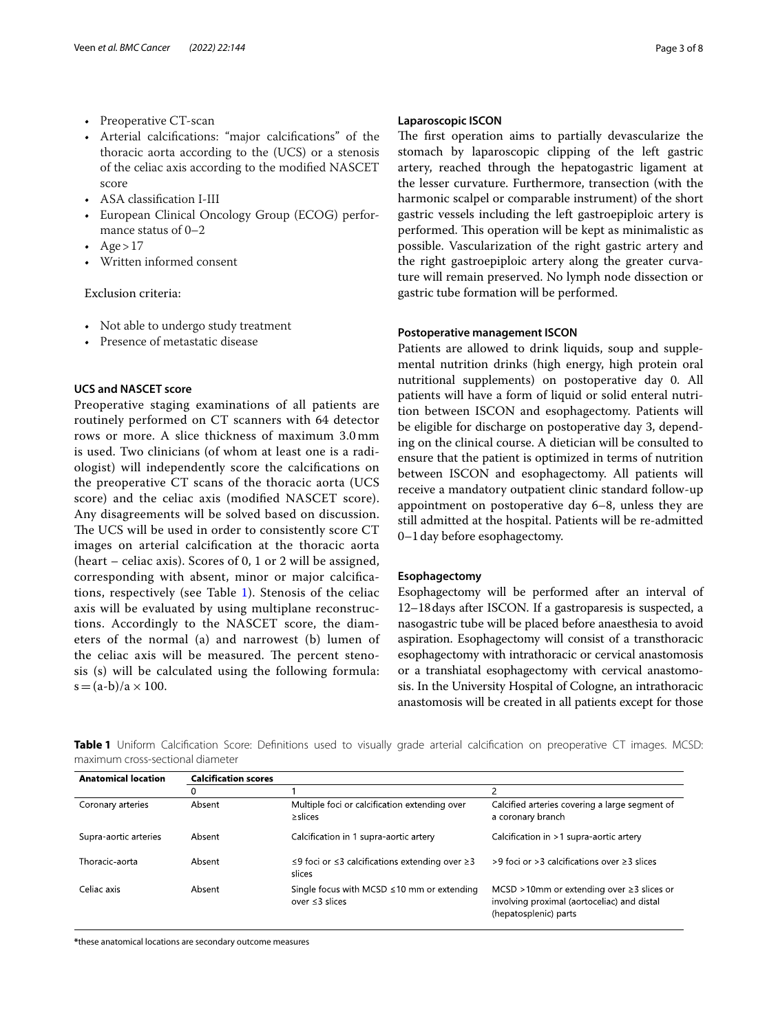- Preoperative CT-scan
- Arterial calcifications: "major calcifications" of the thoracic aorta according to the (UCS) or a stenosis of the celiac axis according to the modified NASCET score
- ASA classification I-III
- European Clinical Oncology Group (ECOG) performance status of 0–2
- Age > 17
- Written informed consent

Exclusion criteria:

- Not able to undergo study treatment
- Presence of metastatic disease

### UCS and NASCET score

Preoperative staging examinations of all patients are routinely performed on CT scanners with 64 detector rows or more. A slice thickness of maximum 3.0 mm is used. Two clinicians (of whom at least one is a radiologist) will independently score the calcifications on the preoperative CT scans of the thoracic aorta (UCS score) and the celiac axis (modified NASCET score). Any disagreements will be solved based on discussion. The UCS will be used in order to consistently score CT images on arterial calcification at the thoracic aorta (heart – celiac axis). Scores of 0, 1 or 2 will be assigned, corresponding with absent, minor or major calcifications, respectively (see Table 1). Stenosis of the celiac axis will be evaluated by using multiplane reconstructions. Accordingly to the NASCET score, the diameters of the normal (a) and narrowest (b) lumen of the celiac axis will be measured. The percent stenosis (s) will be calculated using the following formula: $s = (a-b)/a \times 100$.

### Laparoscopic ISCON

The first operation aims to partially devascularize the stomach by laparoscopic clipping of the left gastric artery, reached through the hepatogastric ligament at the lesser curvature. Furthermore, transection (with the harmonic scalpel or comparable instrument) of the short gastric vessels including the left gastroepiploic artery is performed. This operation will be kept as minimalistic as possible. Vascularization of the right gastric artery and the right gastroepiploic artery along the greater curvature will remain preserved. No lymph node dissection or gastric tube formation will be performed.

### Postoperative management ISCON

Patients are allowed to drink liquids, soup and supplemental nutrition drinks (high energy, high protein oral nutritional supplements) on postoperative day 0. All patients will have a form of liquid or solid enteral nutrition between ISCON and esophagectomy. Patients will be eligible for discharge on postoperative day 3, depending on the clinical course. A dietician will be consulted to ensure that the patient is optimized in terms of nutrition between ISCON and esophagectomy. All patients will receive a mandatory outpatient clinic standard follow-up appointment on postoperative day 6–8, unless they are still admitted at the hospital. Patients will be re-admitted 0–1 day before esophagectomy.

### Esophagectomy

Esophagectomy will be performed after an interval of 12–18 days after ISCON. If a gastroparesis is suspected, a nasogastric tube will be placed before anaesthesia to avoid aspiration. Esophagectomy will consist of a transthoracic esophagectomy with intrathoracic or cervical anastomosis or a transhiatal esophagectomy with cervical anastomosis. In the University Hospital of Cologne, an intrathoracic anastomosis will be created in all patients except for those

**Table 1** Uniform Calcification Score: Definitions used to visually grade arterial calcification on preoperative CT images. MCSD: maximum cross-sectional diameter

| Anatomical location | Calcification scores | | |
|---|---|---|---|
| | 0 | 1 | 2 |
| Coronary arteries | Absent | Multiple foci or calcification extending over ≥slices | Calcified arteries covering a large segment of a coronary branch |
| Supra-aortic arteries | Absent | Calcification in 1 supra-aortic artery | Calcification in >1 supra-aortic artery |
| Thoracic-aorta | Absent | ≤9 foci or ≤3 calcifications extending over ≥3 slices | >9 foci or >3 calcifications over ≥3 slices |
| Celiac axis | Absent | Single focus with MCSD ≤10 mm or extending over ≤3 slices | MCSD >10mm or extending over ≥3 slices or involving proximal (aortoceliac) and distal (hepatosplenic) parts |

*these anatomical locations are secondary outcome measures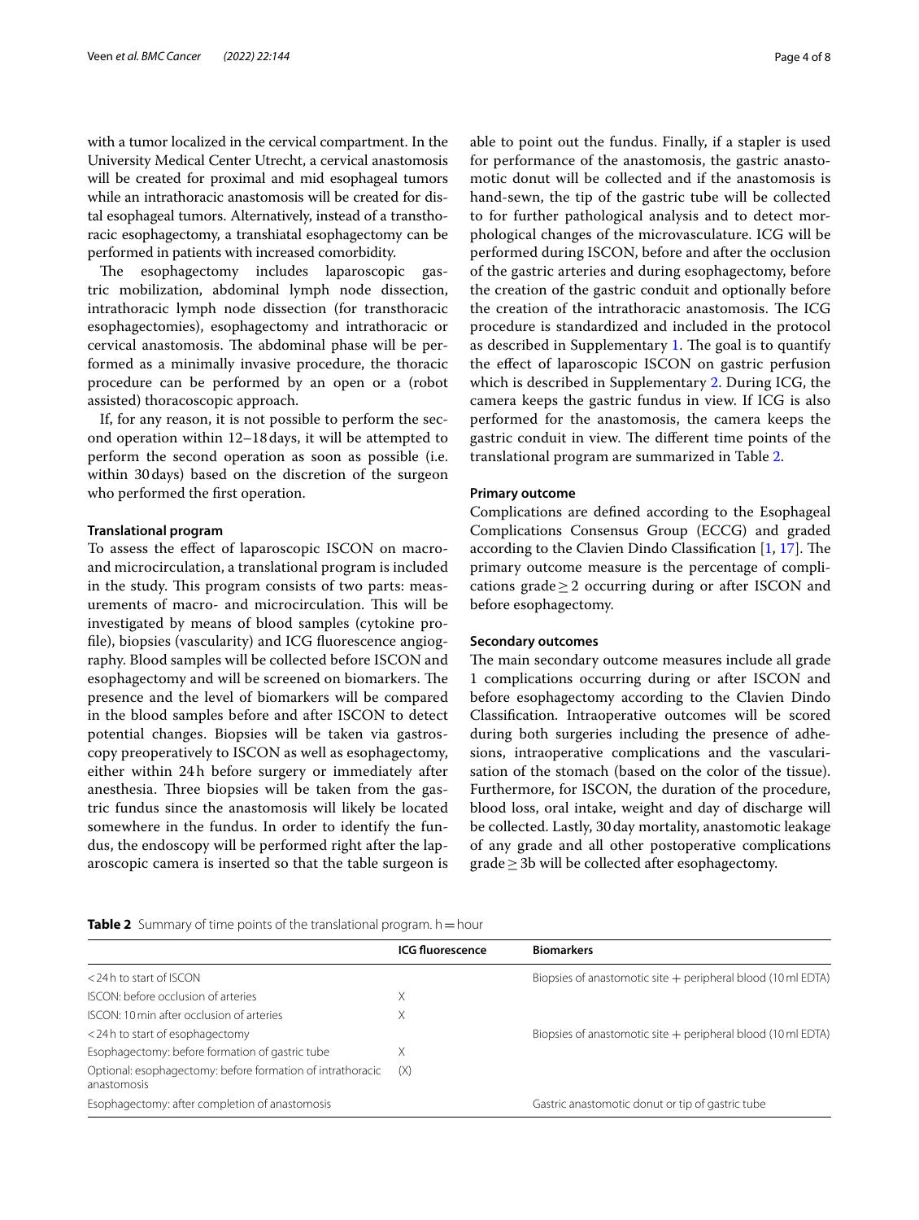with a tumor localized in the cervical compartment. In the University Medical Center Utrecht, a cervical anastomosis will be created for proximal and mid esophageal tumors while an intrathoracic anastomosis will be created for distal esophageal tumors. Alternatively, instead of a transthoracic esophagectomy, a transhiatal esophagectomy can be performed in patients with increased comorbidity.

The esophagectomy includes laparoscopic gastric mobilization, abdominal lymph node dissection, intrathoracic lymph node dissection (for transthoracic esophagectomies), esophagectomy and intrathoracic or cervical anastomosis. The abdominal phase will be performed as a minimally invasive procedure, the thoracic procedure can be performed by an open or a (robot assisted) thoracoscopic approach.

If, for any reason, it is not possible to perform the second operation within 12–18 days, it will be attempted to perform the second operation as soon as possible (i.e. within 30 days) based on the discretion of the surgeon who performed the first operation.

### Translational program

To assess the effect of laparoscopic ISCON on macro- and microcirculation, a translational program is included in the study. This program consists of two parts: measurements of macro- and microcirculation. This will be investigated by means of blood samples (cytokine profile), biopsies (vascularity) and ICG fluorescence angiography. Blood samples will be collected before ISCON and esophagectomy and will be screened on biomarkers. The presence and the level of biomarkers will be compared in the blood samples before and after ISCON to detect potential changes. Biopsies will be taken via gastroscopy preoperatively to ISCON as well as esophagectomy, either within 24 h before surgery or immediately after anesthesia. Three biopsies will be taken from the gastric fundus since the anastomosis will likely be located somewhere in the fundus. In order to identify the fundus, the endoscopy will be performed right after the laparoscopic camera is inserted so that the table surgeon is able to point out the fundus. Finally, if a stapler is used for performance of the anastomosis, the gastric anastomotic donut will be collected and if the anastomosis is hand-sewn, the tip of the gastric tube will be collected to for further pathological analysis and to detect morphological changes of the microvasculature. ICG will be performed during ISCON, before and after the occlusion of the gastric arteries and during esophagectomy, before the creation of the gastric conduit and optionally before the creation of the intrathoracic anastomosis. The ICG procedure is standardized and included in the protocol as described in Supplementary 1. The goal is to quantify the effect of laparoscopic ISCON on gastric perfusion which is described in Supplementary 2. During ICG, the camera keeps the gastric fundus in view. If ICG is also performed for the anastomosis, the camera keeps the gastric conduit in view. The different time points of the translational program are summarized in Table 2.

### Primary outcome

Complications are defined according to the Esophageal Complications Consensus Group (ECCG) and graded according to the Clavien Dindo Classification [1, 17]. The primary outcome measure is the percentage of complications grade $\geq 2$ occurring during or after ISCON and before esophagectomy.

### Secondary outcomes

The main secondary outcome measures include all grade 1 complications occurring during or after ISCON and before esophagectomy according to the Clavien Dindo Classification. Intraoperative outcomes will be scored during both surgeries including the presence of adhesions, intraoperative complications and the vascularisation of the stomach (based on the color of the tissue). Furthermore, for ISCON, the duration of the procedure, blood loss, oral intake, weight and day of discharge will be collected. Lastly, 30 day mortality, anastomotic leakage of any grade and all other postoperative complications grade $\geq$ 3b will be collected after esophagectomy.

**Table 2** Summary of time points of the translational program. h = hour

| | ICG fluorescence | Biomarkers |
|---|---|---|
| < 24 h to start of ISCON | | Biopsies of anastomotic site + peripheral blood (10 ml EDTA) |
| ISCON: before occlusion of arteries | X | |
| ISCON: 10 min after occlusion of arteries | X | |
| < 24 h to start of esophagectomy | | Biopsies of anastomotic site + peripheral blood (10 ml EDTA) |
| Esophagectomy: before formation of gastric tube | X | |
| Optional: esophagectomy: before formation of intrathoracic anastomosis | (X) | |
| Esophagectomy: after completion of anastomosis | | Gastric anastomotic donut or tip of gastric tube |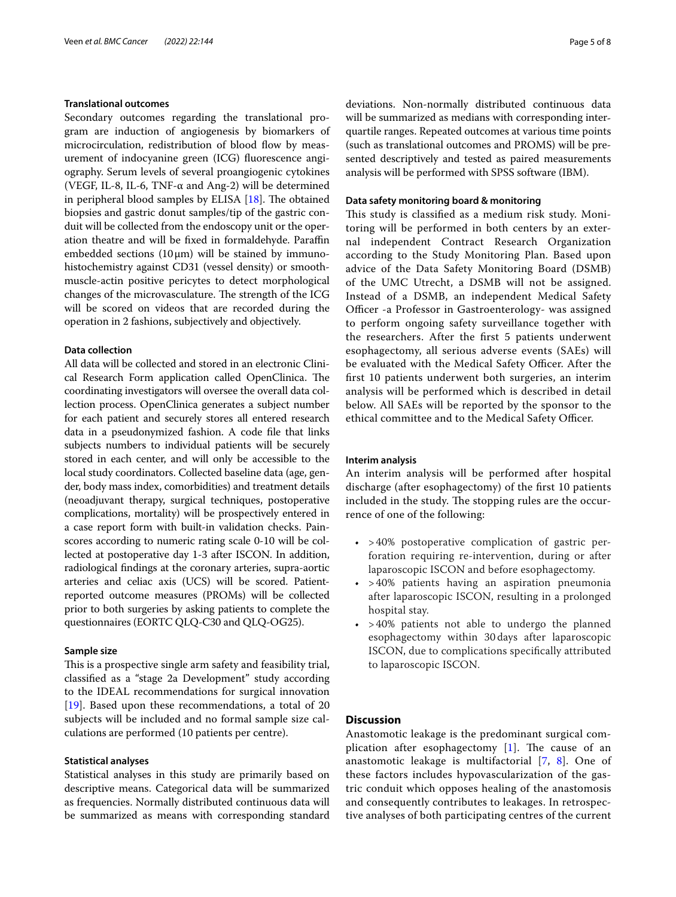### Translational outcomes

Secondary outcomes regarding the translational program are induction of angiogenesis by biomarkers of microcirculation, redistribution of blood flow by measurement of indocyanine green (ICG) fluorescence angiography. Serum levels of several proangiogenic cytokines (VEGF, IL-8, IL-6, TNF-α and Ang-2) will be determined in peripheral blood samples by ELISA [18]. The obtained biopsies and gastric donut samples/tip of the gastric conduit will be collected from the endoscopy unit or the operation theatre and will be fixed in formaldehyde. Paraffin embedded sections (10 μm) will be stained by immunohistochemistry against CD31 (vessel density) or smooth-muscle-actin positive pericytes to detect morphological changes of the microvasculature. The strength of the ICG will be scored on videos that are recorded during the operation in 2 fashions, subjectively and objectively.

### Data collection

All data will be collected and stored in an electronic Clinical Research Form application called OpenClinica. The coordinating investigators will oversee the overall data collection process. OpenClinica generates a subject number for each patient and securely stores all entered research data in a pseudonymized fashion. A code file that links subjects numbers to individual patients will be securely stored in each center, and will only be accessible to the local study coordinators. Collected baseline data (age, gender, body mass index, comorbidities) and treatment details (neoadjuvant therapy, surgical techniques, postoperative complications, mortality) will be prospectively entered in a case report form with built-in validation checks. Pain-scores according to numeric rating scale 0-10 will be collected at postoperative day 1-3 after ISCON. In addition, radiological findings at the coronary arteries, supra-aortic arteries and celiac axis (UCS) will be scored. Patient-reported outcome measures (PROMs) will be collected prior to both surgeries by asking patients to complete the questionnaires (EORTC QLQ-C30 and QLQ-OG25).

### Sample size

This is a prospective single arm safety and feasibility trial, classified as a "stage 2a Development" study according to the IDEAL recommendations for surgical innovation [19]. Based upon these recommendations, a total of 20 subjects will be included and no formal sample size calculations are performed (10 patients per centre).

### Statistical analyses

Statistical analyses in this study are primarily based on descriptive means. Categorical data will be summarized as frequencies. Normally distributed continuous data will be summarized as means with corresponding standard deviations. Non-normally distributed continuous data will be summarized as medians with corresponding interquartile ranges. Repeated outcomes at various time points (such as translational outcomes and PROMS) will be presented descriptively and tested as paired measurements analysis will be performed with SPSS software (IBM).

### Data safety monitoring board & monitoring

This study is classified as a medium risk study. Monitoring will be performed in both centers by an external independent Contract Research Organization according to the Study Monitoring Plan. Based upon advice of the Data Safety Monitoring Board (DSMB) of the UMC Utrecht, a DSMB will not be assigned. Instead of a DSMB, an independent Medical Safety Officer -a Professor in Gastroenterology- was assigned to perform ongoing safety surveillance together with the researchers. After the first 5 patients underwent esophagectomy, all serious adverse events (SAEs) will be evaluated with the Medical Safety Officer. After the first 10 patients underwent both surgeries, an interim analysis will be performed which is described in detail below. All SAEs will be reported by the sponsor to the ethical committee and to the Medical Safety Officer.

### Interim analysis

An interim analysis will be performed after hospital discharge (after esophagectomy) of the first 10 patients included in the study. The stopping rules are the occurrence of one of the following:

- >40% postoperative complication of gastric perforation requiring re-intervention, during or after laparoscopic ISCON and before esophagectomy.
- >40% patients having an aspiration pneumonia after laparoscopic ISCON, resulting in a prolonged hospital stay.
- >40% patients not able to undergo the planned esophagectomy within 30 days after laparoscopic ISCON, due to complications specifically attributed to laparoscopic ISCON.

## Discussion

Anastomotic leakage is the predominant surgical complication after esophagectomy [1]. The cause of an anastomotic leakage is multifactorial [7, 8]. One of these factors includes hypovascularization of the gastric conduit which opposes healing of the anastomosis and consequently contributes to leakages. In retrospective analyses of both participating centres of the current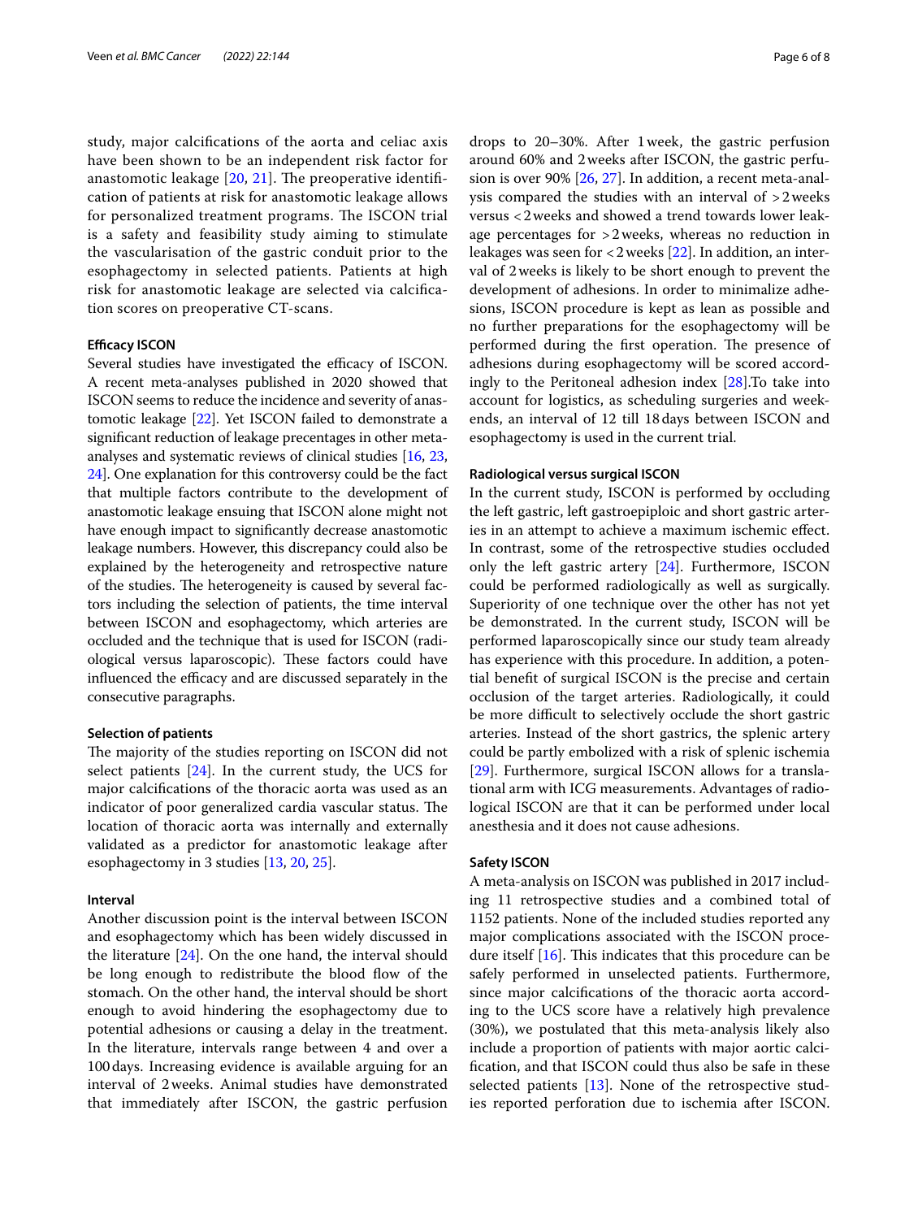study, major calcifications of the aorta and celiac axis have been shown to be an independent risk factor for anastomotic leakage [20, 21]. The preoperative identification of patients at risk for anastomotic leakage allows for personalized treatment programs. The ISCON trial is a safety and feasibility study aiming to stimulate the vascularisation of the gastric conduit prior to the esophagectomy in selected patients. Patients at high risk for anastomotic leakage are selected via calcification scores on preoperative CT-scans.

#### Efficacy ISCON

Several studies have investigated the efficacy of ISCON. A recent meta-analyses published in 2020 showed that ISCON seems to reduce the incidence and severity of anastomotic leakage [22]. Yet ISCON failed to demonstrate a significant reduction of leakage precentages in other meta-analyses and systematic reviews of clinical studies [16, 23, 24]. One explanation for this controversy could be the fact that multiple factors contribute to the development of anastomotic leakage ensuing that ISCON alone might not have enough impact to significantly decrease anastomotic leakage numbers. However, this discrepancy could also be explained by the heterogeneity and retrospective nature of the studies. The heterogeneity is caused by several factors including the selection of patients, the time interval between ISCON and esophagectomy, which arteries are occluded and the technique that is used for ISCON (radiological versus laparoscopic). These factors could have influenced the efficacy and are discussed separately in the consecutive paragraphs.

#### Selection of patients

The majority of the studies reporting on ISCON did not select patients [24]. In the current study, the UCS for major calcifications of the thoracic aorta was used as an indicator of poor generalized cardia vascular status. The location of thoracic aorta was internally and externally validated as a predictor for anastomotic leakage after esophagectomy in 3 studies [13, 20, 25].

#### Interval

Another discussion point is the interval between ISCON and esophagectomy which has been widely discussed in the literature [24]. On the one hand, the interval should be long enough to redistribute the blood flow of the stomach. On the other hand, the interval should be short enough to avoid hindering the esophagectomy due to potential adhesions or causing a delay in the treatment. In the literature, intervals range between 4 and over a 100 days. Increasing evidence is available arguing for an interval of 2 weeks. Animal studies have demonstrated that immediately after ISCON, the gastric perfusion drops to 20–30%. After 1 week, the gastric perfusion around 60% and 2 weeks after ISCON, the gastric perfusion is over 90% [26, 27]. In addition, a recent meta-analysis compared the studies with an interval of >2 weeks versus <2 weeks and showed a trend towards lower leakage percentages for >2 weeks, whereas no reduction in leakages was seen for <2 weeks [22]. In addition, an interval of 2 weeks is likely to be short enough to prevent the development of adhesions. In order to minimalize adhesions, ISCON procedure is kept as lean as possible and no further preparations for the esophagectomy will be performed during the first operation. The presence of adhesions during esophagectomy will be scored accordingly to the Peritoneal adhesion index [28].To take into account for logistics, as scheduling surgeries and weekends, an interval of 12 till 18 days between ISCON and esophagectomy is used in the current trial.

#### Radiological versus surgical ISCON

In the current study, ISCON is performed by occluding the left gastric, left gastroepiploic and short gastric arteries in an attempt to achieve a maximum ischemic effect. In contrast, some of the retrospective studies occluded only the left gastric artery [24]. Furthermore, ISCON could be performed radiologically as well as surgically. Superiority of one technique over the other has not yet be demonstrated. In the current study, ISCON will be performed laparoscopically since our study team already has experience with this procedure. In addition, a potential benefit of surgical ISCON is the precise and certain occlusion of the target arteries. Radiologically, it could be more difficult to selectively occlude the short gastric arteries. Instead of the short gastrics, the splenic artery could be partly embolized with a risk of splenic ischemia [29]. Furthermore, surgical ISCON allows for a translational arm with ICG measurements. Advantages of radiological ISCON are that it can be performed under local anesthesia and it does not cause adhesions.

#### Safety ISCON

A meta-analysis on ISCON was published in 2017 including 11 retrospective studies and a combined total of 1152 patients. None of the included studies reported any major complications associated with the ISCON procedure itself [16]. This indicates that this procedure can be safely performed in unselected patients. Furthermore, since major calcifications of the thoracic aorta according to the UCS score have a relatively high prevalence (30%), we postulated that this meta-analysis likely also include a proportion of patients with major aortic calcification, and that ISCON could thus also be safe in these selected patients [13]. None of the retrospective studies reported perforation due to ischemia after ISCON.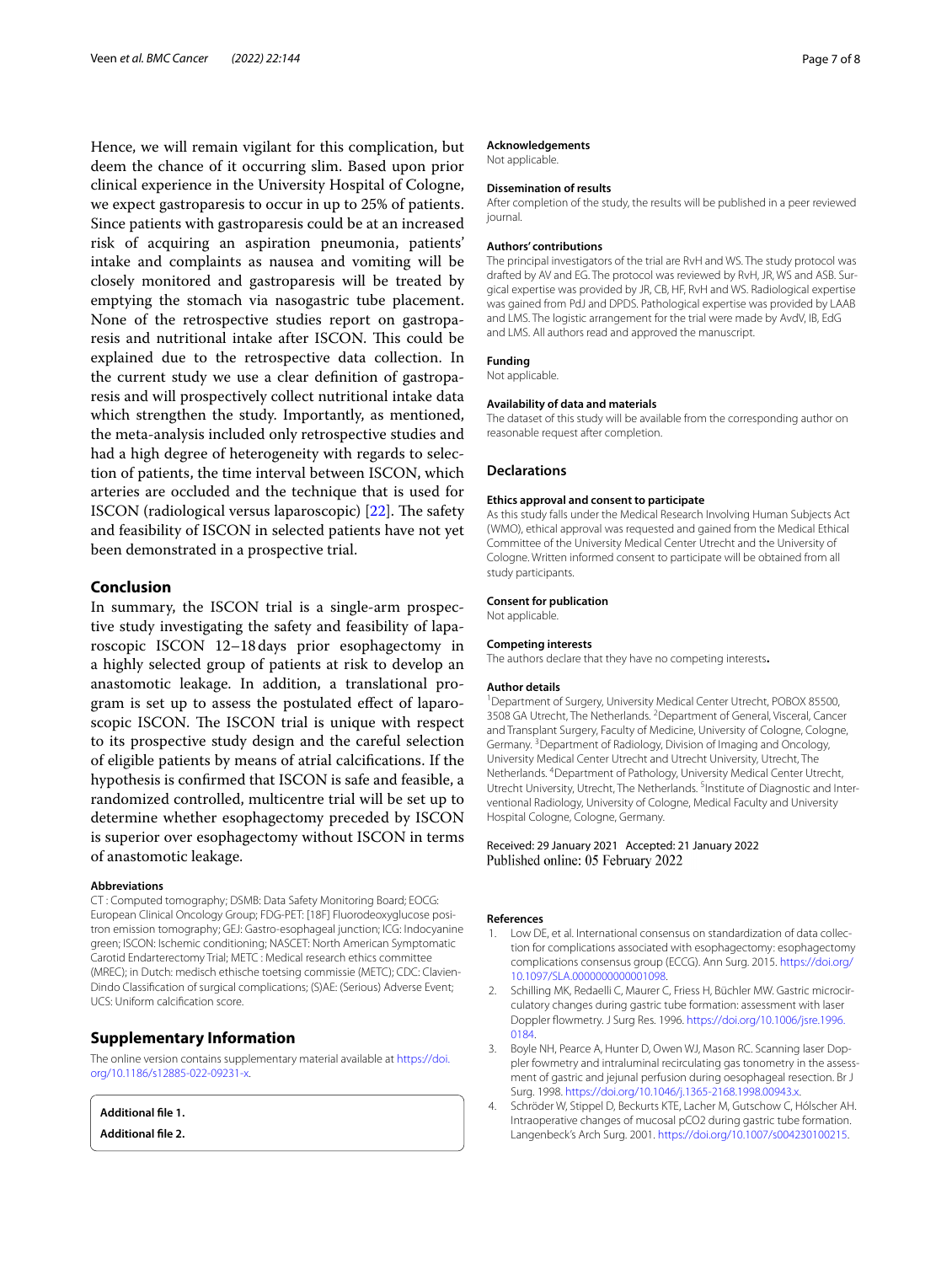Hence, we will remain vigilant for this complication, but deem the chance of it occurring slim. Based upon prior clinical experience in the University Hospital of Cologne, we expect gastroparesis to occur in up to 25% of patients. Since patients with gastroparesis could be at an increased risk of acquiring an aspiration pneumonia, patients' intake and complaints as nausea and vomiting will be closely monitored and gastroparesis will be treated by emptying the stomach via nasogastric tube placement. None of the retrospective studies report on gastroparesis and nutritional intake after ISCON. This could be explained due to the retrospective data collection. In the current study we use a clear definition of gastroparesis and will prospectively collect nutritional intake data which strengthen the study. Importantly, as mentioned, the meta-analysis included only retrospective studies and had a high degree of heterogeneity with regards to selection of patients, the time interval between ISCON, which arteries are occluded and the technique that is used for ISCON (radiological versus laparoscopic) [22]. The safety and feasibility of ISCON in selected patients have not yet been demonstrated in a prospective trial.

## Conclusion

In summary, the ISCON trial is a single-arm prospective study investigating the safety and feasibility of laparoscopic ISCON 12–18 days prior esophagectomy in a highly selected group of patients at risk to develop an anastomotic leakage. In addition, a translational program is set up to assess the postulated effect of laparoscopic ISCON. The ISCON trial is unique with respect to its prospective study design and the careful selection of eligible patients by means of atrial calcifications. If the hypothesis is confirmed that ISCON is safe and feasible, a randomized controlled, multicentre trial will be set up to determine whether esophagectomy preceded by ISCON is superior over esophagectomy without ISCON in terms of anastomotic leakage.

### Abbreviations

CT : Computed tomography; DSMB: Data Safety Monitoring Board; EOCG: European Clinical Oncology Group; FDG-PET: [18F] Fluorodeoxyglucose positron emission tomography; GEJ: Gastro-esophageal junction; ICG: Indocyanine green; ISCON: Ischemic conditioning; NASCET: North American Symptomatic Carotid Endarterectomy Trial; METC : Medical research ethics committee (MREC); in Dutch: medisch ethische toetsing commissie (METC); CDC: Clavien-Dindo Classification of surgical complications; (S)AE: (Serious) Adverse Event; UCS: Uniform calcification score.

## Supplementary Information

The online version contains supplementary material available at https://doi.org/10.1186/s12885-022-09231-x.

**Additional file 1.**

**Additional file 2.**

### Acknowledgements

Not applicable.

### Dissemination of results

After completion of the study, the results will be published in a peer reviewed journal.

### Authors' contributions

The principal investigators of the trial are RvH and WS. The study protocol was drafted by AV and EG. The protocol was reviewed by RvH, JR, WS and ASB. Surgical expertise was provided by JR, CB, HF, RvH and WS. Radiological expertise was gained from PdJ and DPDS. Pathological expertise was provided by LAAB and LMS. The logistic arrangement for the trial were made by AvdV, IB, EdG and LMS. All authors read and approved the manuscript.

### Funding

Not applicable.

### Availability of data and materials

The dataset of this study will be available from the corresponding author on reasonable request after completion.

## Declarations

### Ethics approval and consent to participate

As this study falls under the Medical Research Involving Human Subjects Act (WMO), ethical approval was requested and gained from the Medical Ethical Committee of the University Medical Center Utrecht and the University of Cologne. Written informed consent to participate will be obtained from all study participants.

### Consent for publication

Not applicable.

### Competing interests

The authors declare that they have no competing interests.

### Author details

[1] Department of Surgery, University Medical Center Utrecht, POBOX 85500, 3508 GA Utrecht, The Netherlands. [2] Department of General, Visceral, Cancer and Transplant Surgery, Faculty of Medicine, University of Cologne, Cologne, Germany. [3] Department of Radiology, Division of Imaging and Oncology, University Medical Center Utrecht and Utrecht University, Utrecht, The Netherlands. [4] Department of Pathology, University Medical Center Utrecht, Utrecht University, Utrecht, The Netherlands. [5] Institute of Diagnostic and Interventional Radiology, University of Cologne, Medical Faculty and University Hospital Cologne, Cologne, Germany.

Received: 29 January 2021 Accepted: 21 January 2022
Published online: 05 February 2022

### References

1. Low DE, et al. International consensus on standardization of data collection for complications associated with esophagectomy: esophagectomy complications consensus group (ECCG). Ann Surg. 2015. https://doi.org/10.1097/SLA.0000000000001098.
2. Schilling MK, Redaelli C, Maurer C, Friess H, Büchler MW. Gastric microcirculatory changes during gastric tube formation: assessment with laser Doppler flowmetry. J Surg Res. 1996. https://doi.org/10.1006/jsre.1996.0184.
3. Boyle NH, Pearce A, Hunter D, Owen WJ, Mason RC. Scanning laser Doppler fowmetry and intraluminal recirculating gas tonometry in the assessment of gastric and jejunal perfusion during oesophageal resection. Br J Surg. 1998. https://doi.org/10.1046/j.1365-2168.1998.00943.x.
4. Schröder W, Stippel D, Beckurts KTE, Lacher M, Gutschow C, Hölscher AH. Intraoperative changes of mucosal pCO2 during gastric tube formation. Langenbeck's Arch Surg. 2001. https://doi.org/10.1007/s004230100215.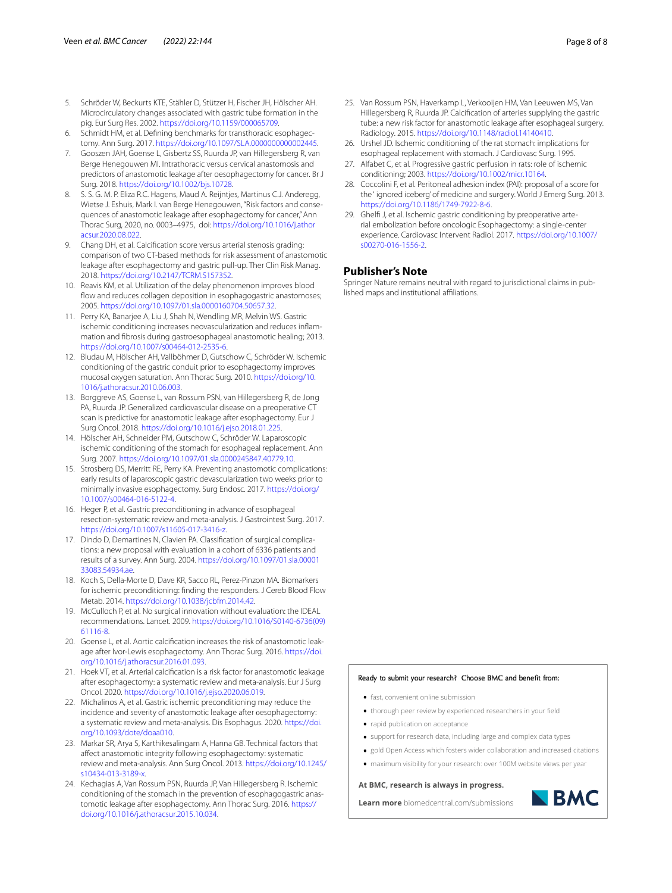5. Schröder W, Beckurts KTE, Stähler D, Stützer H, Fischer JH, Hölscher AH. Microcirculatory changes associated with gastric tube formation in the pig. Eur Surg Res. 2002. https://doi.org/10.1159/000065709.
6. Schmidt HM, et al. Defining benchmarks for transthoracic esophagectomy. Ann Surg. 2017. https://doi.org/10.1097/SLA.0000000000002445.
7. Goense JAH, Goense L, Gisbertz SS, Ruurda JP, van Hillegersberg R, van Berge Henegouwen MI. Intrathoracic versus cervical anastomosis and predictors of anastomotic leakage after oesophagectomy for cancer. Br J Surg. 2018. https://doi.org/10.1002/bjs.10728.
8. S. S. G. M. P. Eliza R.C. Hagens, Maud A. Reijntjes, Martinus C.J. Anderegg, Wietse J. Eshuis, Mark I. van Berge Henegouwen, "Risk factors and consequences of anastomotic leakage after esophagectomy for cancer," Ann Thorac Surg, 2020, no. 0003–4975, doi: https://doi.org/10.1016/j.athoracsur.2020.08.022.
9. Chang DH, et al. Calcification score versus arterial stenosis grading: comparison of two CT-based methods for risk assessment of anastomotic leakage after esophagectomy and gastric pull-up. Ther Clin Risk Manag. 2018. https://doi.org/10.2147/TCRM.S157352.
10. Reavis KM, et al. Utilization of the delay phenomenon improves blood flow and reduces collagen deposition in esophagogastric anastomoses; 2005. https://doi.org/10.1097/01.sla.0000160704.50657.32.
11. Perry KA, Banarjee A, Liu J, Shah N, Wendling MR, Melvin WS. Gastric ischemic conditioning increases neovascularization and reduces inflammation and fibrosis during gastroesophageal anastomotic healing; 2013. https://doi.org/10.1007/s00464-012-2535-6.
12. Bludau M, Hölscher AH, Vallböhmer D, Gutschow C, Schröder W. Ischemic conditioning of the gastric conduit prior to esophagectomy improves mucosal oxygen saturation. Ann Thorac Surg. 2010. https://doi.org/10.1016/j.athoracsur.2010.06.003.
13. Borggreve AS, Goense L, van Rossum PSN, van Hillegersberg R, de Jong PA, Ruurda JP. Generalized cardiovascular disease on a preoperative CT scan is predictive for anastomotic leakage after esophagectomy. Eur J Surg Oncol. 2018. https://doi.org/10.1016/j.ejso.2018.01.225.
14. Hölscher AH, Schneider PM, Gutschow C, Schröder W. Laparoscopic ischemic conditioning of the stomach for esophageal replacement. Ann Surg. 2007. https://doi.org/10.1097/01.sla.0000245847.40779.10.
15. Strosberg DS, Merritt RE, Perry KA. Preventing anastomotic complications: early results of laparoscopic gastric devascularization two weeks prior to minimally invasive esophagectomy. Surg Endosc. 2017. https://doi.org/10.1007/s00464-016-5122-4.
16. Heger P, et al. Gastric preconditioning in advance of esophageal resection-systematic review and meta-analysis. J Gastrointest Surg. 2017. https://doi.org/10.1007/s11605-017-3416-z.
17. Dindo D, Demartines N, Clavien PA. Classification of surgical complications: a new proposal with evaluation in a cohort of 6336 patients and results of a survey. Ann Surg. 2004. https://doi.org/10.1097/01.sla.0000133083.54934.ae.
18. Koch S, Della-Morte D, Dave KR, Sacco RL, Perez-Pinzon MA. Biomarkers for ischemic preconditioning: finding the responders. J Cereb Blood Flow Metab. 2014. https://doi.org/10.1038/jcbfm.2014.42.
19. McCulloch P, et al. No surgical innovation without evaluation: the IDEAL recommendations. Lancet. 2009. https://doi.org/10.1016/S0140-6736(09)61116-8.
20. Goense L, et al. Aortic calcification increases the risk of anastomotic leakage after Ivor-Lewis esophagectomy. Ann Thorac Surg. 2016. https://doi.org/10.1016/j.athoracsur.2016.01.093.
21. Hoek VT, et al. Arterial calcification is a risk factor for anastomotic leakage after esophagectomy: a systematic review and meta-analysis. Eur J Surg Oncol. 2020. https://doi.org/10.1016/j.ejso.2020.06.019.
22. Michalinos A, et al. Gastric ischemic preconditioning may reduce the incidence and severity of anastomotic leakage after oesophagectomy: a systematic review and meta-analysis. Dis Esophagus. 2020. https://doi.org/10.1093/dote/doaa010.
23. Markar SR, Arya S, Karthikesalingam A, Hanna GB. Technical factors that affect anastomotic integrity following esophagectomy: systematic review and meta-analysis. Ann Surg Oncol. 2013. https://doi.org/10.1245/s10434-013-3189-x.
24. Kechagias A, Van Rossum PSN, Ruurda JP, Van Hillegersberg R. Ischemic conditioning of the stomach in the prevention of esophagogastric anastomotic leakage after esophagectomy. Ann Thorac Surg. 2016. https://doi.org/10.1016/j.athoracsur.2015.10.034.
25. Van Rossum PSN, Haverkamp L, Verkooijen HM, Van Leeuwen MS, Van Hillegersberg R, Ruurda JP. Calcification of arteries supplying the gastric tube: a new risk factor for anastomotic leakage after esophageal surgery. Radiology. 2015. https://doi.org/10.1148/radiol.14140410.
26. Urshel JD. Ischemic conditioning of the rat stomach: implications for esophageal replacement with stomach. J Cardiovasc Surg. 1995.
27. Alfabet C, et al. Progressive gastric perfusion in rats: role of ischemic conditioning; 2003. https://doi.org/10.1002/micr.10164.
28. Coccolini F, et al. Peritoneal adhesion index (PAI): proposal of a score for the ' ignored iceberg' of medicine and surgery. World J Emerg Surg. 2013. https://doi.org/10.1186/1749-7922-8-6.
29. Ghelfi J, et al. Ischemic gastric conditioning by preoperative arterial embolization before oncologic Esophagectomy: a single-center experience. Cardiovasc Intervent Radiol. 2017. https://doi.org/10.1007/s00270-016-1556-2.

## Publisher's Note

Springer Nature remains neutral with regard to jurisdictional claims in published maps and institutional affiliations.

Ready to submit your research? Choose BMC and benefit from:

- fast, convenient online submission
- thorough peer review by experienced researchers in your field
- rapid publication on acceptance
- support for research data, including large and complex data types
- gold Open Access which fosters wider collaboration and increased citations
- maximum visibility for your research: over 100M website views per year

**At BMC, research is always in progress.**

**Learn more** biomedcentral.com/submissions

BMC